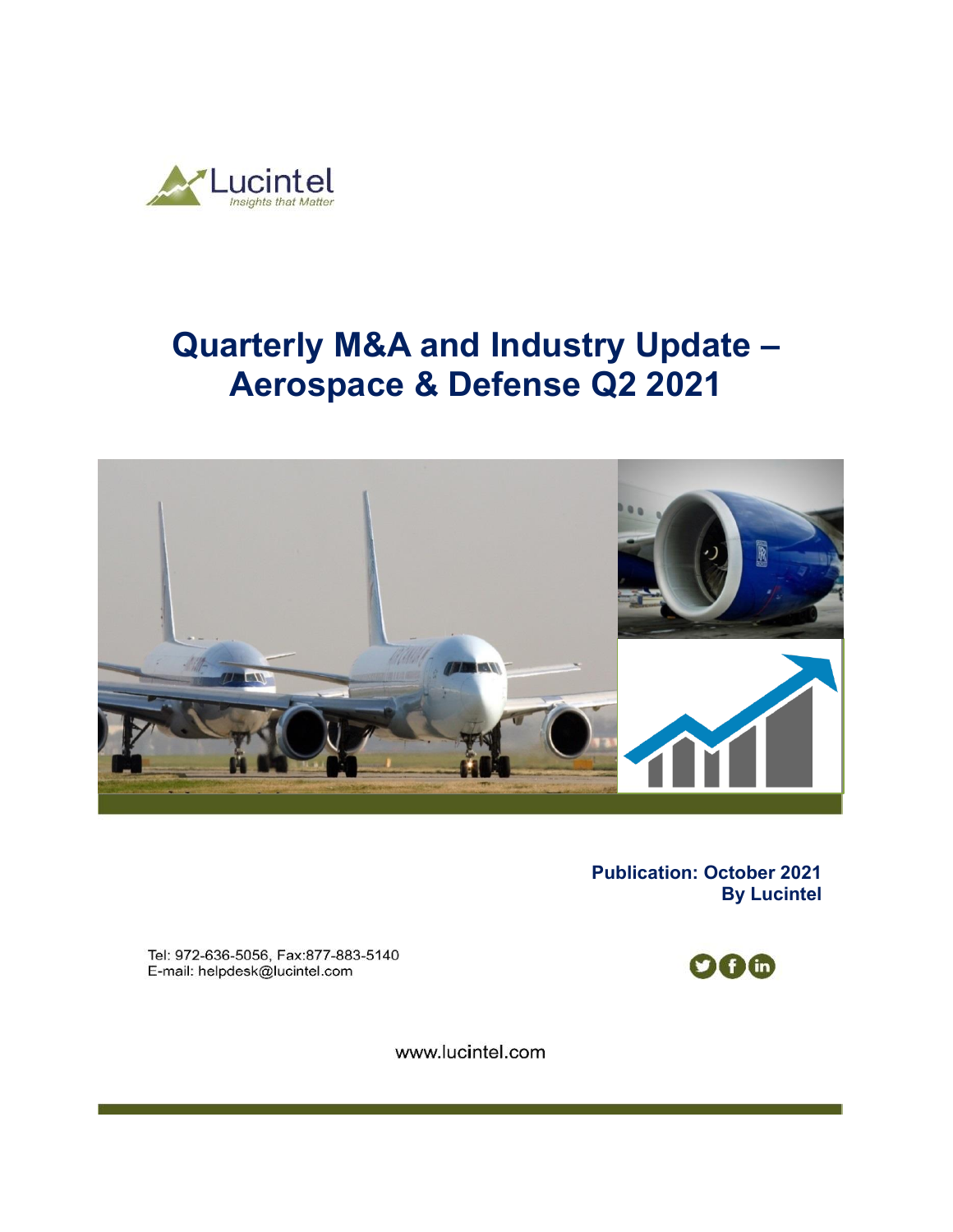Lucintel
*Insights that Matter*

# Quarterly M&A and Industry Update – Aerospace & Defense Q2 2021

**Publication: October 2021**
**By Lucintel**

Tel: 972-636-5056, Fax:877-883-5140
E-mail: helpdesk@lucintel.com

www.lucintel.com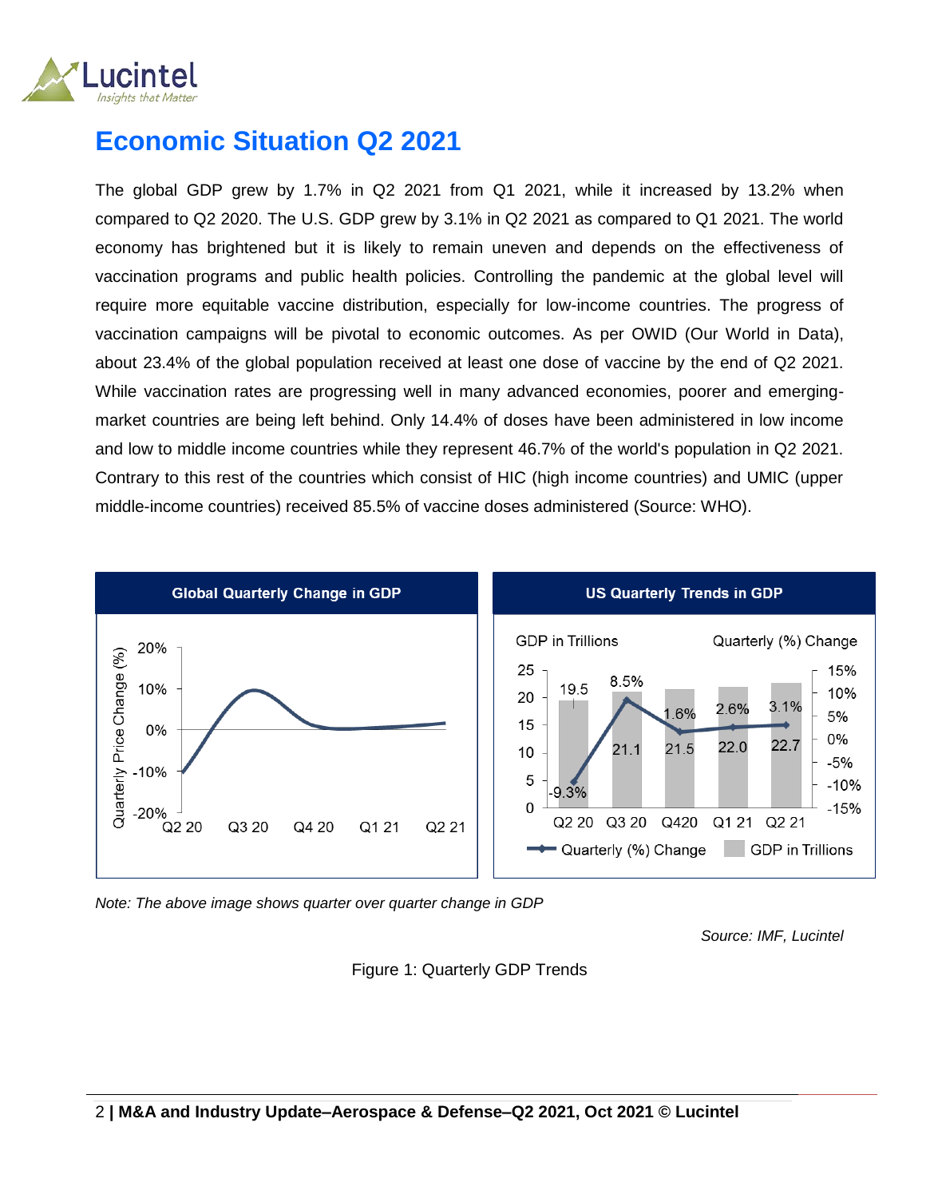# Economic Situation Q2 2021

The global GDP grew by 1.7% in Q2 2021 from Q1 2021, while it increased by 13.2% when compared to Q2 2020. The U.S. GDP grew by 3.1% in Q2 2021 as compared to Q1 2021. The world economy has brightened but it is likely to remain uneven and depends on the effectiveness of vaccination programs and public health policies. Controlling the pandemic at the global level will require more equitable vaccine distribution, especially for low-income countries. The progress of vaccination campaigns will be pivotal to economic outcomes. As per OWID (Our World in Data), about 23.4% of the global population received at least one dose of vaccine by the end of Q2 2021. While vaccination rates are progressing well in many advanced economies, poorer and emerging-market countries are being left behind. Only 14.4% of doses have been administered in low income and low to middle income countries while they represent 46.7% of the world's population in Q2 2021. Contrary to this rest of the countries which consist of HIC (high income countries) and UMIC (upper middle-income countries) received 85.5% of vaccine doses administered (Source: WHO).

**Global Quarterly Change in GDP**

**US Quarterly Trends in GDP**

| | Q2 20 | Q3 20 | Q420 | Q1 21 | Q2 21 |
|---|---|---|---|---|---|
| GDP in Trillions | 19.5 | 21.1 | 21.5 | 22.0 | 22.7 |
| Quarterly (%) Change | -9.3% | 8.5% | 1.6% | 2.6% | 3.1% |

*Note: The above image shows quarter over quarter change in GDP*

*Source: IMF, Lucintel*

Figure 1: Quarterly GDP Trends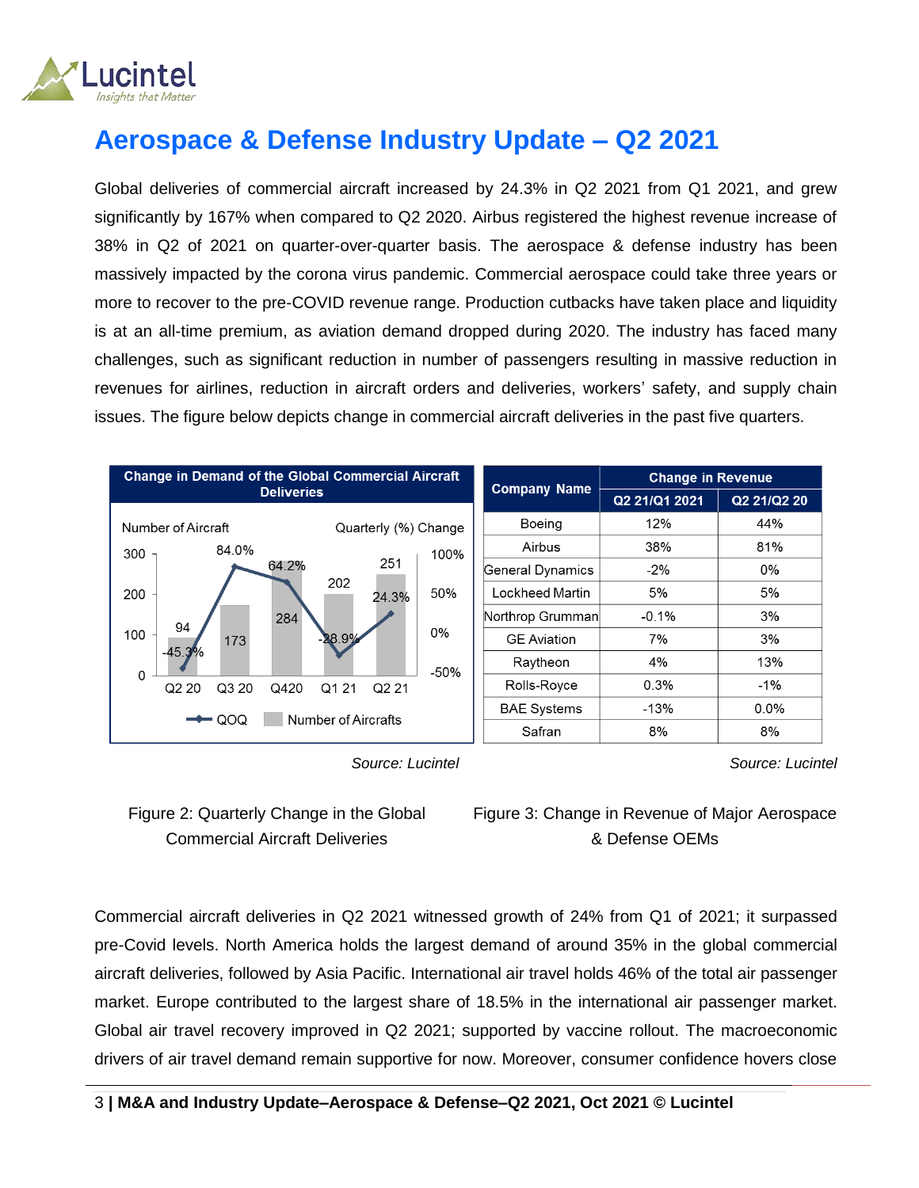# Aerospace & Defense Industry Update – Q2 2021

Global deliveries of commercial aircraft increased by 24.3% in Q2 2021 from Q1 2021, and grew significantly by 167% when compared to Q2 2020. Airbus registered the highest revenue increase of 38% in Q2 of 2021 on quarter-over-quarter basis. The aerospace & defense industry has been massively impacted by the corona virus pandemic. Commercial aerospace could take three years or more to recover to the pre-COVID revenue range. Production cutbacks have taken place and liquidity is at an all-time premium, as aviation demand dropped during 2020. The industry has faced many challenges, such as significant reduction in number of passengers resulting in massive reduction in revenues for airlines, reduction in aircraft orders and deliveries, workers' safety, and supply chain issues. The figure below depicts change in commercial aircraft deliveries in the past five quarters.

**Change in Demand of the Global Commercial Aircraft Deliveries**

| Quarter | Number of Aircrafts | QOQ |
|---|---|---|
| Q2 20 | 94 | -45.3% |
| Q3 20 | 173 | 84.0% |
| Q420 | 284 | 64.2% |
| Q1 21 | 202 | -28.9% |
| Q2 21 | 251 | 24.3% |

*Source: Lucintel*

Figure 2: Quarterly Change in the Global Commercial Aircraft Deliveries

| Company Name | Change in Revenue | |
|---|---|---|
| | Q2 21/Q1 2021 | Q2 21/Q2 20 |
| Boeing | 12% | 44% |
| Airbus | 38% | 81% |
| General Dynamics | -2% | 0% |
| Lockheed Martin | 5% | 5% |
| Northrop Grumman | -0.1% | 3% |
| GE Aviation | 7% | 3% |
| Raytheon | 4% | 13% |
| Rolls-Royce | 0.3% | -1% |
| BAE Systems | -13% | 0.0% |
| Safran | 8% | 8% |

*Source: Lucintel*

Figure 3: Change in Revenue of Major Aerospace & Defense OEMs

Commercial aircraft deliveries in Q2 2021 witnessed growth of 24% from Q1 of 2021; it surpassed pre-Covid levels. North America holds the largest demand of around 35% in the global commercial aircraft deliveries, followed by Asia Pacific. International air travel holds 46% of the total air passenger market. Europe contributed to the largest share of 18.5% in the international air passenger market. Global air travel recovery improved in Q2 2021; supported by vaccine rollout. The macroeconomic drivers of air travel demand remain supportive for now. Moreover, consumer confidence hovers close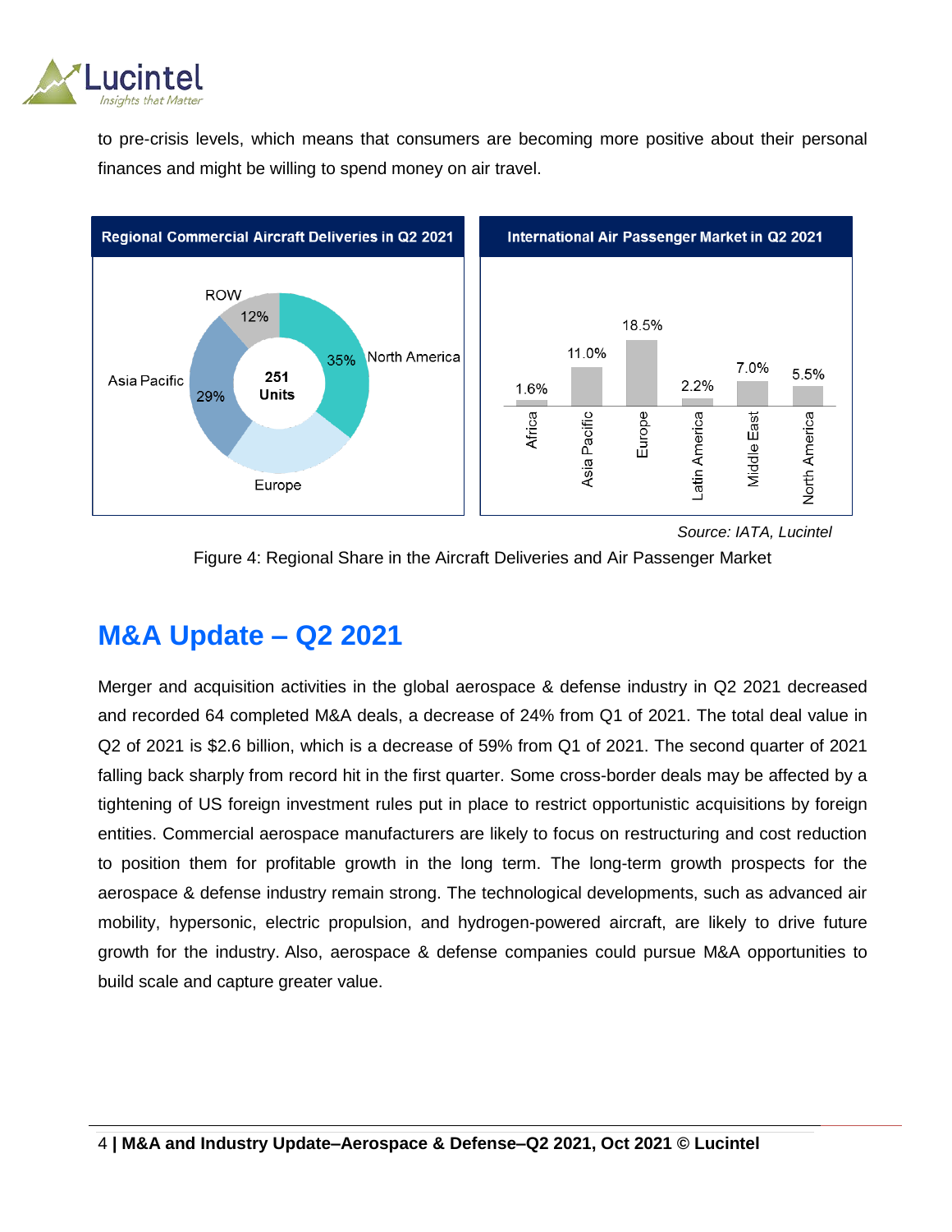to pre-crisis levels, which means that consumers are becoming more positive about their personal finances and might be willing to spend money on air travel.

**Regional Commercial Aircraft Deliveries in Q2 2021**

251 Units

| Region | Share |
|---|---|
| North America | 35% |
| Asia Pacific | 29% |
| ROW | 12% |
| Europe | |

**International Air Passenger Market in Q2 2021**

| Region | Share |
|---|---|
| Africa | 1.6% |
| Asia Pacific | 11.0% |
| Europe | 18.5% |
| Latin America | 2.2% |
| Middle East | 7.0% |
| North America | 5.5% |

*Source: IATA, Lucintel*

Figure 4: Regional Share in the Aircraft Deliveries and Air Passenger Market

## M&A Update – Q2 2021

Merger and acquisition activities in the global aerospace & defense industry in Q2 2021 decreased and recorded 64 completed M&A deals, a decrease of 24% from Q1 of 2021. The total deal value in Q2 of 2021 is $2.6 billion, which is a decrease of 59% from Q1 of 2021. The second quarter of 2021 falling back sharply from record hit in the first quarter. Some cross-border deals may be affected by a tightening of US foreign investment rules put in place to restrict opportunistic acquisitions by foreign entities. Commercial aerospace manufacturers are likely to focus on restructuring and cost reduction to position them for profitable growth in the long term. The long-term growth prospects for the aerospace & defense industry remain strong. The technological developments, such as advanced air mobility, hypersonic, electric propulsion, and hydrogen-powered aircraft, are likely to drive future growth for the industry. Also, aerospace & defense companies could pursue M&A opportunities to build scale and capture greater value.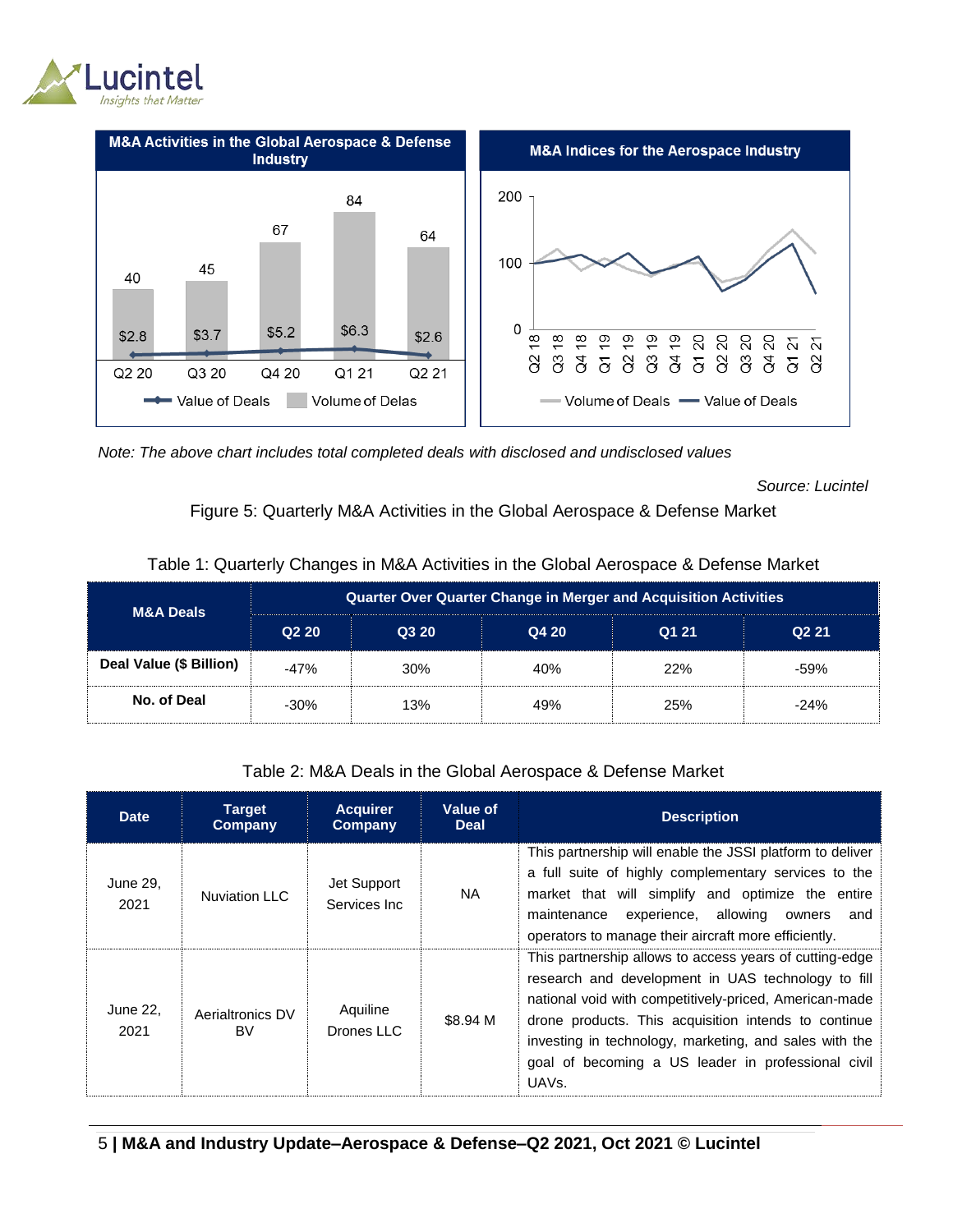M&A Activities in the Global Aerospace & Defense Industry

| | Q2 20 | Q3 20 | Q4 20 | Q1 21 | Q2 21 |
|---|---|---|---|---|---|
| Volume of Delas | 40 | 45 | 67 | 84 | 64 |
| Value of Deals | $2.8 | $3.7 | $5.2 | $6.3 | $2.6 |

M&A Indices for the Aerospace Industry

*Note: The above chart includes total completed deals with disclosed and undisclosed values*

*Source: Lucintel*

Figure 5: Quarterly M&A Activities in the Global Aerospace & Defense Market

Table 1: Quarterly Changes in M&A Activities in the Global Aerospace & Defense Market

| M&A Deals | Quarter Over Quarter Change in Merger and Acquisition Activities | | | | |
|---|---|---|---|---|---|
| | Q2 20 | Q3 20 | Q4 20 | Q1 21 | Q2 21 |
| Deal Value ($ Billion) | -47% | 30% | 40% | 22% | -59% |
| No. of Deal | -30% | 13% | 49% | 25% | -24% |

Table 2: M&A Deals in the Global Aerospace & Defense Market

| Date | Target Company | Acquirer Company | Value of Deal | Description |
|---|---|---|---|---|
| June 29, 2021 | Nuviation LLC | Jet Support Services Inc | NA | This partnership will enable the JSSI platform to deliver a full suite of highly complementary services to the market that will simplify and optimize the entire maintenance experience, allowing owners and operators to manage their aircraft more efficiently. |
| June 22, 2021 | Aerialtronics DV BV | Aquiline Drones LLC | $8.94 M | This partnership allows to access years of cutting-edge research and development in UAS technology to fill national void with competitively-priced, American-made drone products. This acquisition intends to continue investing in technology, marketing, and sales with the goal of becoming a US leader in professional civil UAVs. |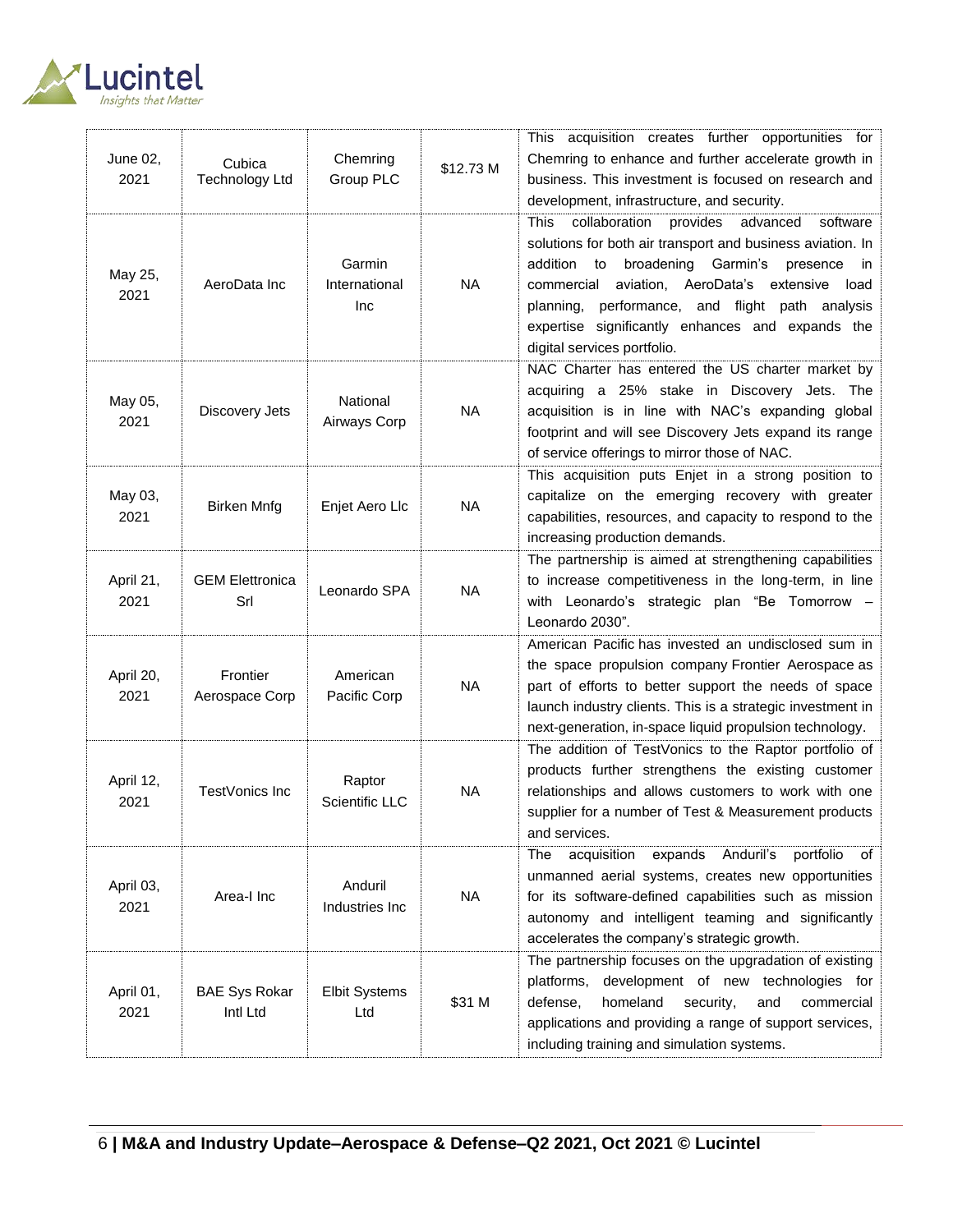| June 02, 2021 | Cubica Technology Ltd | Chemring Group PLC | $12.73 M | This acquisition creates further opportunities for Chemring to enhance and further accelerate growth in business. This investment is focused on research and development, infrastructure, and security. |
|---|---|---|---|---|
| May 25, 2021 | AeroData Inc | Garmin International Inc | NA | This collaboration provides advanced software solutions for both air transport and business aviation. In addition to broadening Garmin's presence in commercial aviation, AeroData's extensive load planning, performance, and flight path analysis expertise significantly enhances and expands the digital services portfolio. |
| May 05, 2021 | Discovery Jets | National Airways Corp | NA | NAC Charter has entered the US charter market by acquiring a 25% stake in Discovery Jets. The acquisition is in line with NAC's expanding global footprint and will see Discovery Jets expand its range of service offerings to mirror those of NAC. |
| May 03, 2021 | Birken Mnfg | Enjet Aero Llc | NA | This acquisition puts Enjet in a strong position to capitalize on the emerging recovery with greater capabilities, resources, and capacity to respond to the increasing production demands. |
| April 21, 2021 | GEM Elettronica Srl | Leonardo SPA | NA | The partnership is aimed at strengthening capabilities to increase competitiveness in the long-term, in line with Leonardo's strategic plan "Be Tomorrow – Leonardo 2030". |
| April 20, 2021 | Frontier Aerospace Corp | American Pacific Corp | NA | American Pacific has invested an undisclosed sum in the space propulsion company Frontier Aerospace as part of efforts to better support the needs of space launch industry clients. This is a strategic investment in next-generation, in-space liquid propulsion technology. |
| April 12, 2021 | TestVonics Inc | Raptor Scientific LLC | NA | The addition of TestVonics to the Raptor portfolio of products further strengthens the existing customer relationships and allows customers to work with one supplier for a number of Test & Measurement products and services. |
| April 03, 2021 | Area-I Inc | Anduril Industries Inc | NA | The acquisition expands Anduril's portfolio of unmanned aerial systems, creates new opportunities for its software-defined capabilities such as mission autonomy and intelligent teaming and significantly accelerates the company's strategic growth. |
| April 01, 2021 | BAE Sys Rokar Intl Ltd | Elbit Systems Ltd | $31 M | The partnership focuses on the upgradation of existing platforms, development of new technologies for defense, homeland security, and commercial applications and providing a range of support services, including training and simulation systems. |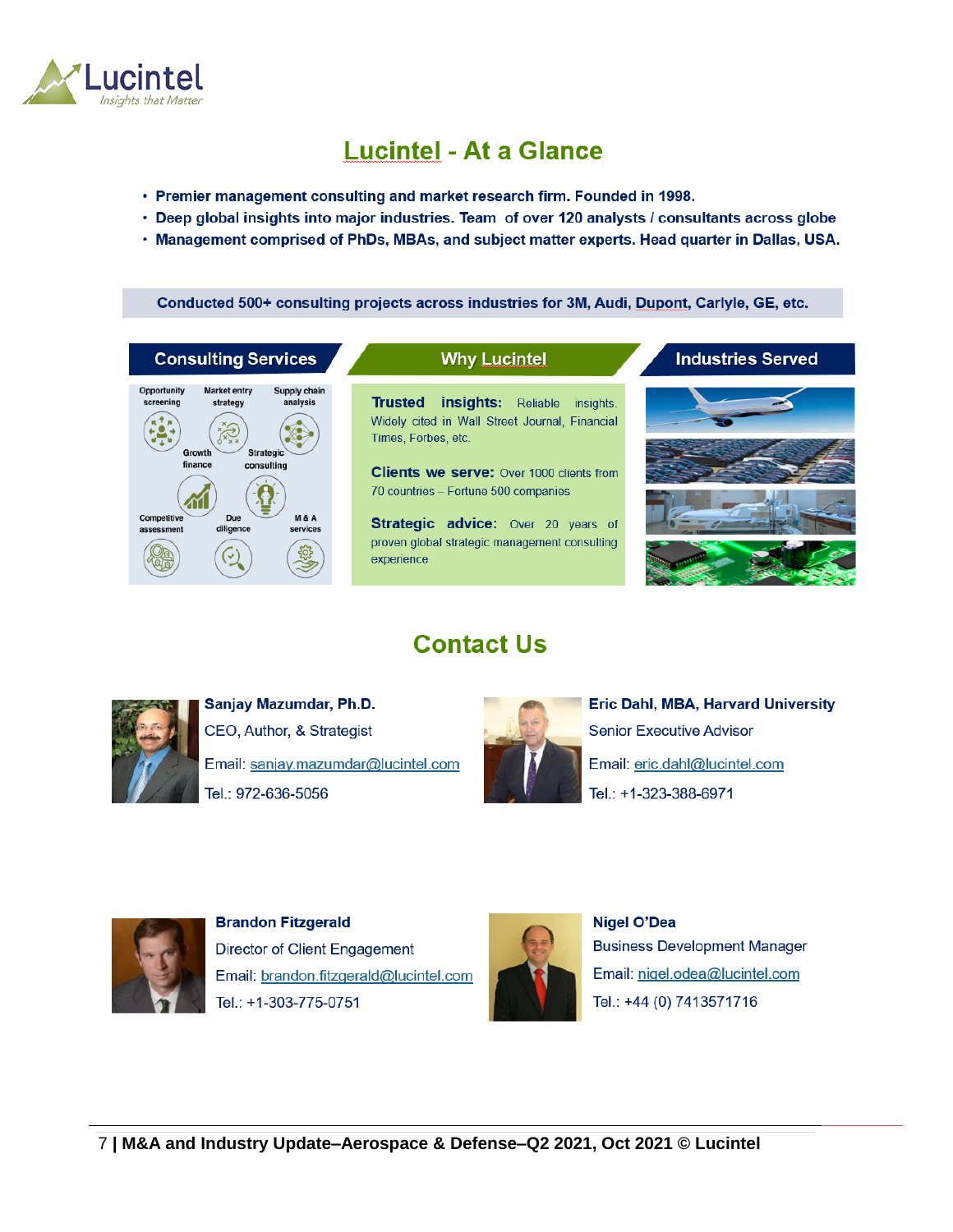# Lucintel - At a Glance

- Premier management consulting and market research firm. Founded in 1998.
- Deep global insights into major industries. Team of over 120 analysts / consultants across globe
- Management comprised of PhDs, MBAs, and subject matter experts. Head quarter in Dallas, USA.

**Conducted 500+ consulting projects across industries for 3M, Audi, Dupont, Carlyle, GE, etc.**

## Consulting Services

Opportunity screening

Market entry strategy

Supply chain analysis

Growth finance

Strategic consulting

Competitive assessment

Due diligence

M & A services

## Why Lucintel

**Trusted insights:** Reliable insights. Widely cited in Wall Street Journal, Financial Times, Forbes, etc.

**Clients we serve:** Over 1000 clients from 70 countries – Fortune 500 companies

**Strategic advice:** Over 20 years of proven global strategic management consulting experience

## Industries Served

# Contact Us

**Sanjay Mazumdar, Ph.D.**
CEO, Author, & Strategist
Email: sanjay.mazumdar@lucintel.com
Tel.: 972-636-5056

**Eric Dahl, MBA, Harvard University**
Senior Executive Advisor
Email: eric.dahl@lucintel.com
Tel.: +1-323-388-6971

**Brandon Fitzgerald**
Director of Client Engagement
Email: brandon.fitzgerald@lucintel.com
Tel.: +1-303-775-0751

**Nigel O'Dea**
Business Development Manager
Email: nigel.odea@lucintel.com
Tel.: +44 (0) 7413571716